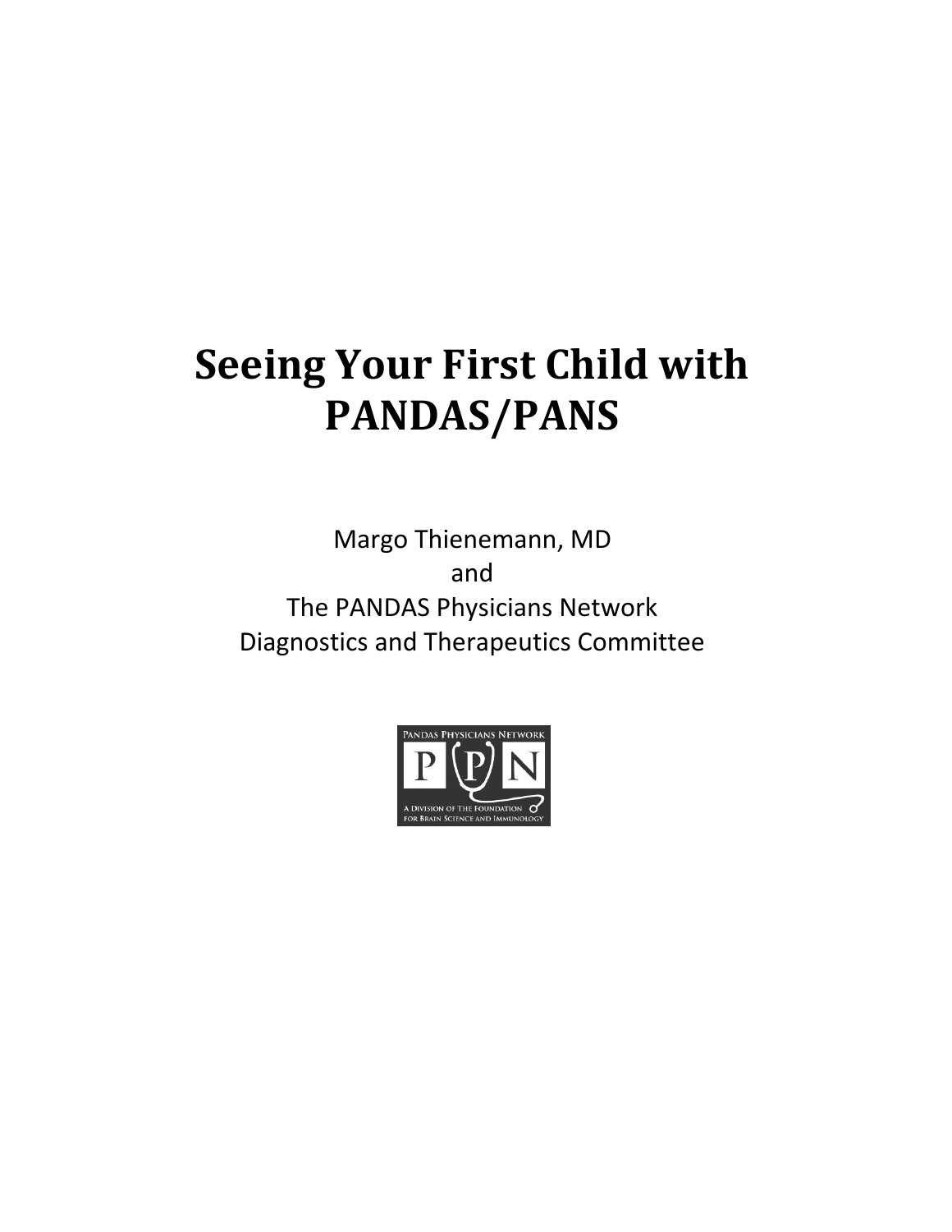# Seeing Your First Child with PANDAS/PANS

Margo Thienemann, MD

and

The PANDAS Physicians Network

Diagnostics and Therapeutics Committee

PANDAS PHYSICIANS NETWORK

PPN

A DIVISION OF THE FOUNDATION FOR BRAIN SCIENCE AND IMMUNOLOGY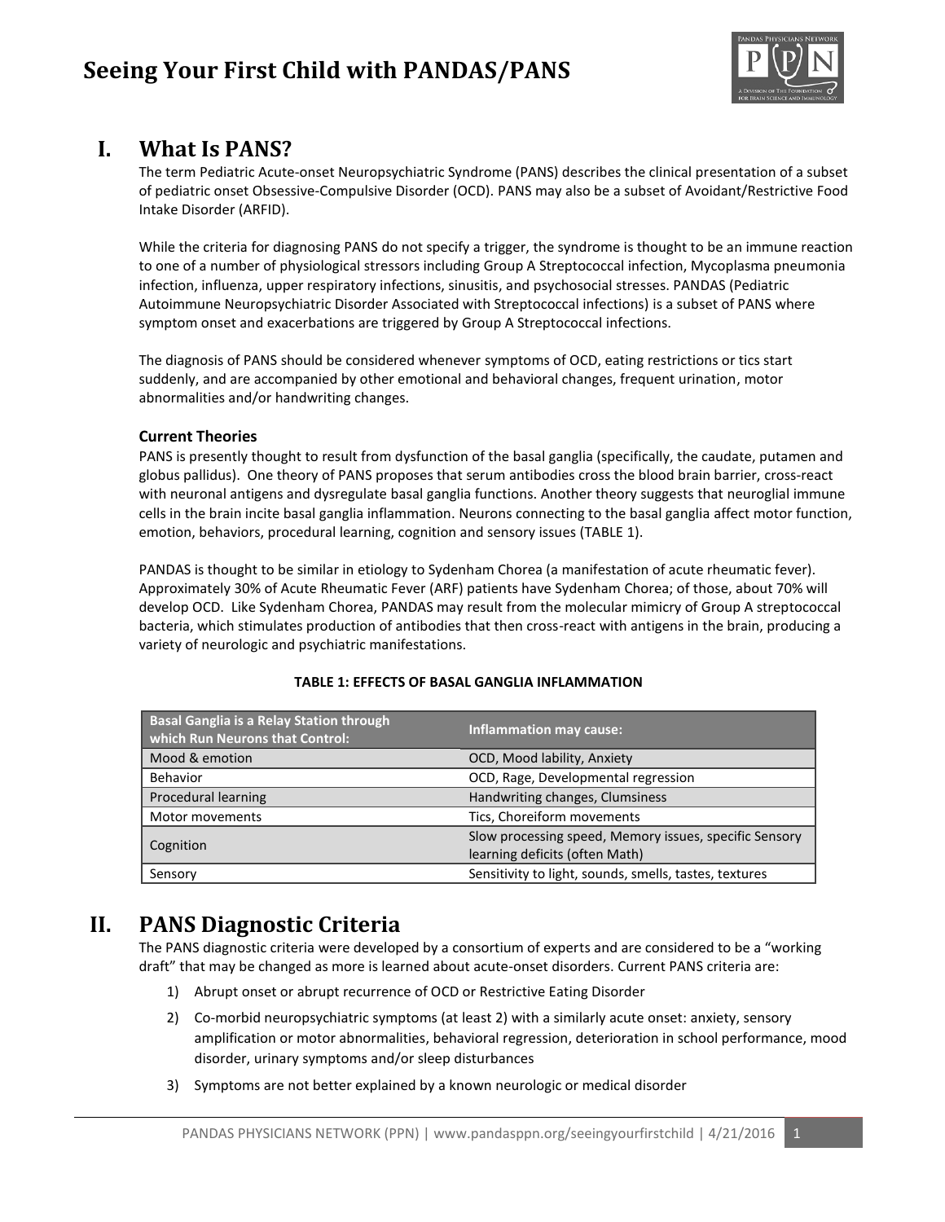# Seeing Your First Child with PANDAS/PANS

## I. What Is PANS?

The term Pediatric Acute-onset Neuropsychiatric Syndrome (PANS) describes the clinical presentation of a subset of pediatric onset Obsessive-Compulsive Disorder (OCD). PANS may also be a subset of Avoidant/Restrictive Food Intake Disorder (ARFID).

While the criteria for diagnosing PANS do not specify a trigger, the syndrome is thought to be an immune reaction to one of a number of physiological stressors including Group A Streptococcal infection, Mycoplasma pneumonia infection, influenza, upper respiratory infections, sinusitis, and psychosocial stresses. PANDAS (Pediatric Autoimmune Neuropsychiatric Disorder Associated with Streptococcal infections) is a subset of PANS where symptom onset and exacerbations are triggered by Group A Streptococcal infections.

The diagnosis of PANS should be considered whenever symptoms of OCD, eating restrictions or tics start suddenly, and are accompanied by other emotional and behavioral changes, frequent urination, motor abnormalities and/or handwriting changes.

### Current Theories

PANS is presently thought to result from dysfunction of the basal ganglia (specifically, the caudate, putamen and globus pallidus). One theory of PANS proposes that serum antibodies cross the blood brain barrier, cross-react with neuronal antigens and dysregulate basal ganglia functions. Another theory suggests that neuroglial immune cells in the brain incite basal ganglia inflammation. Neurons connecting to the basal ganglia affect motor function, emotion, behaviors, procedural learning, cognition and sensory issues (TABLE 1).

PANDAS is thought to be similar in etiology to Sydenham Chorea (a manifestation of acute rheumatic fever). Approximately 30% of Acute Rheumatic Fever (ARF) patients have Sydenham Chorea; of those, about 70% will develop OCD. Like Sydenham Chorea, PANDAS may result from the molecular mimicry of Group A streptococcal bacteria, which stimulates production of antibodies that then cross-react with antigens in the brain, producing a variety of neurologic and psychiatric manifestations.

**TABLE 1: EFFECTS OF BASAL GANGLIA INFLAMMATION**

| Basal Ganglia is a Relay Station through which Run Neurons that Control: | Inflammation may cause: |
|---|---|
| Mood & emotion | OCD, Mood lability, Anxiety |
| Behavior | OCD, Rage, Developmental regression |
| Procedural learning | Handwriting changes, Clumsiness |
| Motor movements | Tics, Choreiform movements |
| Cognition | Slow processing speed, Memory issues, specific Sensory learning deficits (often Math) |
| Sensory | Sensitivity to light, sounds, smells, tastes, textures |

## II. PANS Diagnostic Criteria

The PANS diagnostic criteria were developed by a consortium of experts and are considered to be a "working draft" that may be changed as more is learned about acute-onset disorders. Current PANS criteria are:

1) Abrupt onset or abrupt recurrence of OCD or Restrictive Eating Disorder
2) Co-morbid neuropsychiatric symptoms (at least 2) with a similarly acute onset: anxiety, sensory amplification or motor abnormalities, behavioral regression, deterioration in school performance, mood disorder, urinary symptoms and/or sleep disturbances
3) Symptoms are not better explained by a known neurologic or medical disorder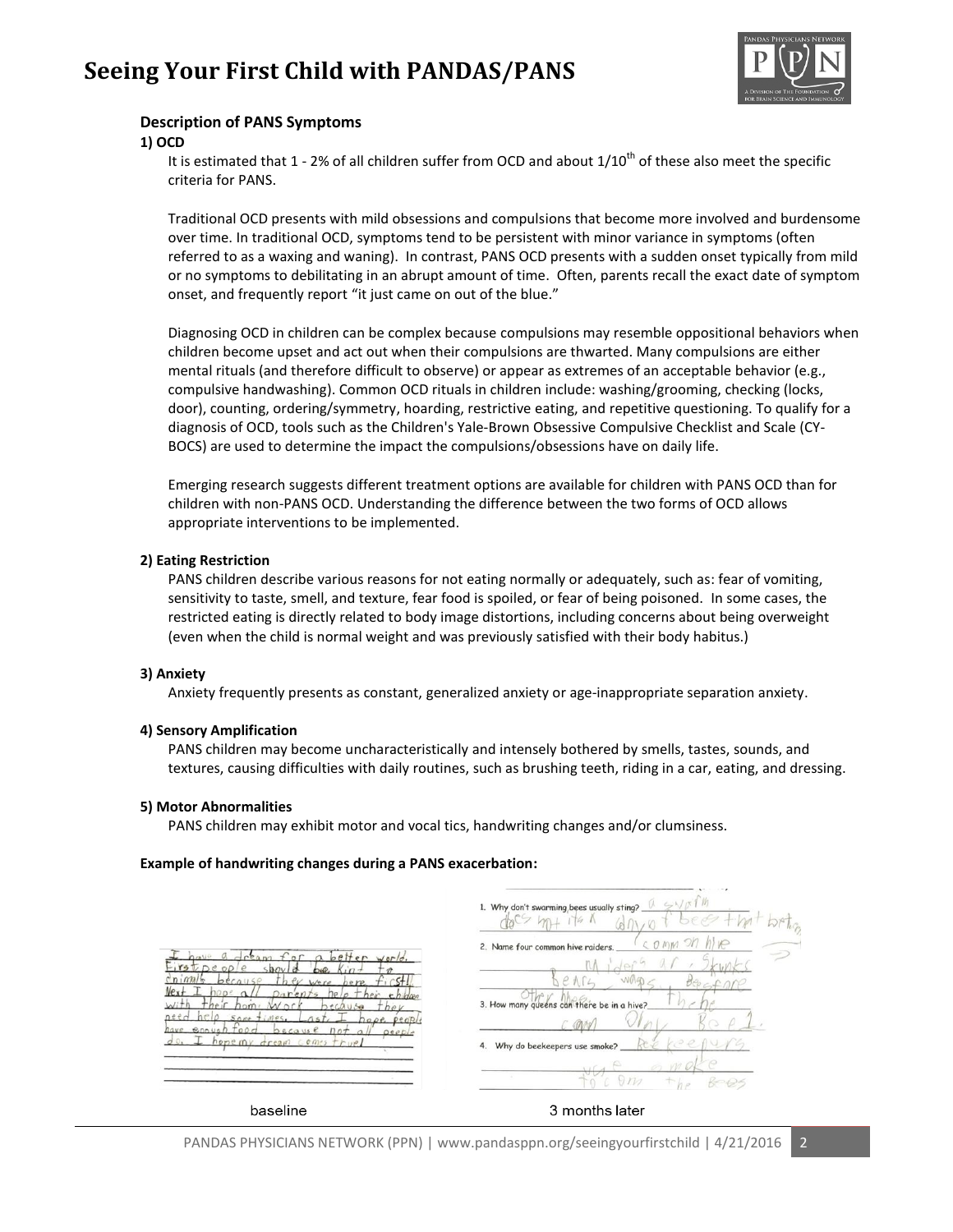# Seeing Your First Child with PANDAS/PANS

### Description of PANS Symptoms

**1) OCD**

It is estimated that 1 - 2% of all children suffer from OCD and about 1/10th of these also meet the specific criteria for PANS.

Traditional OCD presents with mild obsessions and compulsions that become more involved and burdensome over time. In traditional OCD, symptoms tend to be persistent with minor variance in symptoms (often referred to as a waxing and waning). In contrast, PANS OCD presents with a sudden onset typically from mild or no symptoms to debilitating in an abrupt amount of time. Often, parents recall the exact date of symptom onset, and frequently report "it just came on out of the blue."

Diagnosing OCD in children can be complex because compulsions may resemble oppositional behaviors when children become upset and act out when their compulsions are thwarted. Many compulsions are either mental rituals (and therefore difficult to observe) or appear as extremes of an acceptable behavior (e.g., compulsive handwashing). Common OCD rituals in children include: washing/grooming, checking (locks, door), counting, ordering/symmetry, hoarding, restrictive eating, and repetitive questioning. To qualify for a diagnosis of OCD, tools such as the Children's Yale-Brown Obsessive Compulsive Checklist and Scale (CY-BOCS) are used to determine the impact the compulsions/obsessions have on daily life.

Emerging research suggests different treatment options are available for children with PANS OCD than for children with non-PANS OCD. Understanding the difference between the two forms of OCD allows appropriate interventions to be implemented.

**2) Eating Restriction**

PANS children describe various reasons for not eating normally or adequately, such as: fear of vomiting, sensitivity to taste, smell, and texture, fear food is spoiled, or fear of being poisoned. In some cases, the restricted eating is directly related to body image distortions, including concerns about being overweight (even when the child is normal weight and was previously satisfied with their body habitus.)

**3) Anxiety**

Anxiety frequently presents as constant, generalized anxiety or age-inappropriate separation anxiety.

**4) Sensory Amplification**

PANS children may become uncharacteristically and intensely bothered by smells, tastes, sounds, and textures, causing difficulties with daily routines, such as brushing teeth, riding in a car, eating, and dressing.

**5) Motor Abnormalities**

PANS children may exhibit motor and vocal tics, handwriting changes and/or clumsiness.

**Example of handwriting changes during a PANS exacerbation:**

baseline

3 months later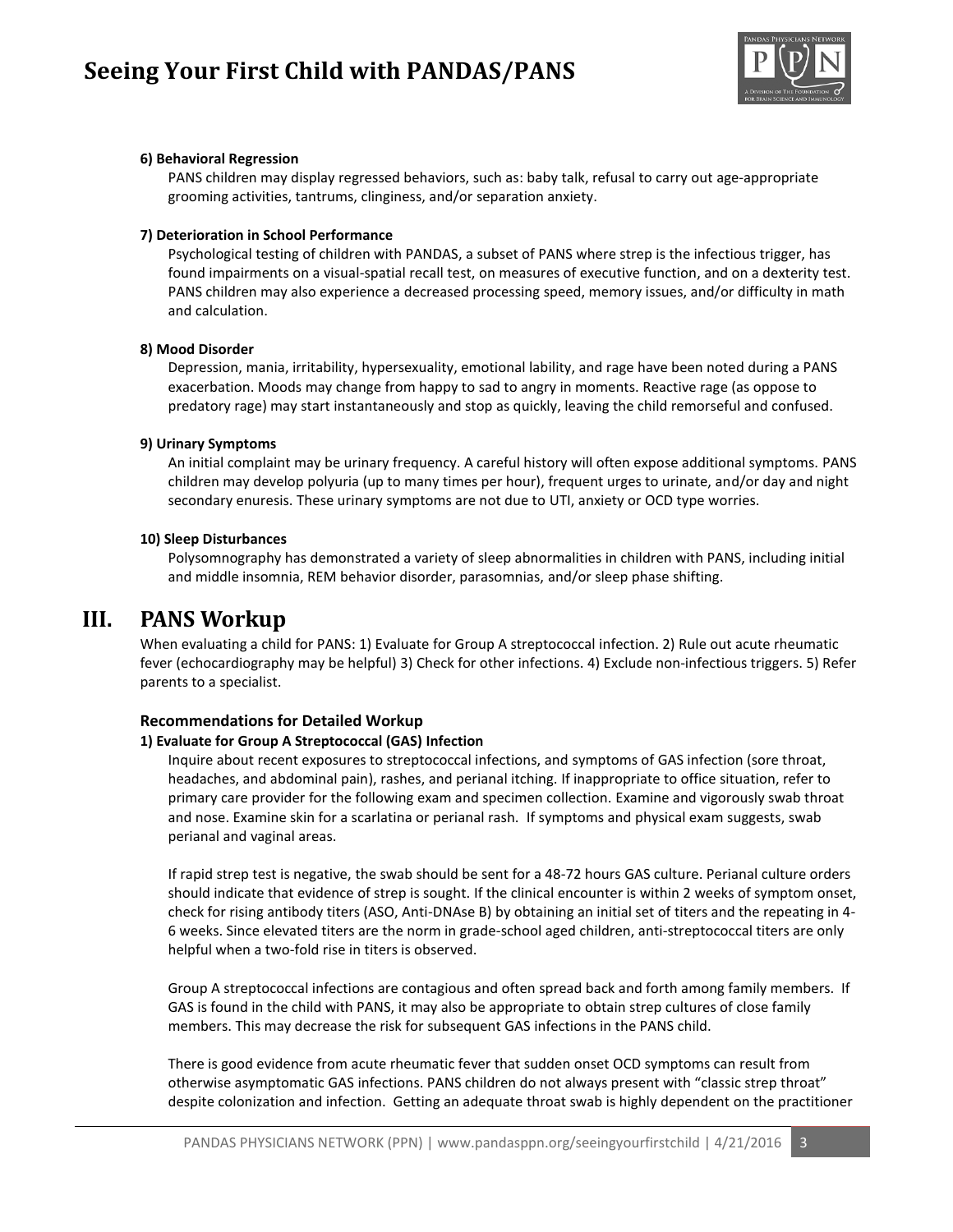#### 6) Behavioral Regression

PANS children may display regressed behaviors, such as: baby talk, refusal to carry out age-appropriate grooming activities, tantrums, clinginess, and/or separation anxiety.

#### 7) Deterioration in School Performance

Psychological testing of children with PANDAS, a subset of PANS where strep is the infectious trigger, has found impairments on a visual-spatial recall test, on measures of executive function, and on a dexterity test. PANS children may also experience a decreased processing speed, memory issues, and/or difficulty in math and calculation.

#### 8) Mood Disorder

Depression, mania, irritability, hypersexuality, emotional lability, and rage have been noted during a PANS exacerbation. Moods may change from happy to sad to angry in moments. Reactive rage (as oppose to predatory rage) may start instantaneously and stop as quickly, leaving the child remorseful and confused.

#### 9) Urinary Symptoms

An initial complaint may be urinary frequency. A careful history will often expose additional symptoms. PANS children may develop polyuria (up to many times per hour), frequent urges to urinate, and/or day and night secondary enuresis. These urinary symptoms are not due to UTI, anxiety or OCD type worries.

#### 10) Sleep Disturbances

Polysomnography has demonstrated a variety of sleep abnormalities in children with PANS, including initial and middle insomnia, REM behavior disorder, parasomnias, and/or sleep phase shifting.

## III. PANS Workup

When evaluating a child for PANS: 1) Evaluate for Group A streptococcal infection. 2) Rule out acute rheumatic fever (echocardiography may be helpful) 3) Check for other infections. 4) Exclude non-infectious triggers. 5) Refer parents to a specialist.

### Recommendations for Detailed Workup

#### 1) Evaluate for Group A Streptococcal (GAS) Infection

Inquire about recent exposures to streptococcal infections, and symptoms of GAS infection (sore throat, headaches, and abdominal pain), rashes, and perianal itching. If inappropriate to office situation, refer to primary care provider for the following exam and specimen collection. Examine and vigorously swab throat and nose. Examine skin for a scarlatina or perianal rash. If symptoms and physical exam suggests, swab perianal and vaginal areas.

If rapid strep test is negative, the swab should be sent for a 48-72 hours GAS culture. Perianal culture orders should indicate that evidence of strep is sought. If the clinical encounter is within 2 weeks of symptom onset, check for rising antibody titers (ASO, Anti-DNAse B) by obtaining an initial set of titers and the repeating in 4-6 weeks. Since elevated titers are the norm in grade-school aged children, anti-streptococcal titers are only helpful when a two-fold rise in titers is observed.

Group A streptococcal infections are contagious and often spread back and forth among family members. If GAS is found in the child with PANS, it may also be appropriate to obtain strep cultures of close family members. This may decrease the risk for subsequent GAS infections in the PANS child.

There is good evidence from acute rheumatic fever that sudden onset OCD symptoms can result from otherwise asymptomatic GAS infections. PANS children do not always present with "classic strep throat" despite colonization and infection. Getting an adequate throat swab is highly dependent on the practitioner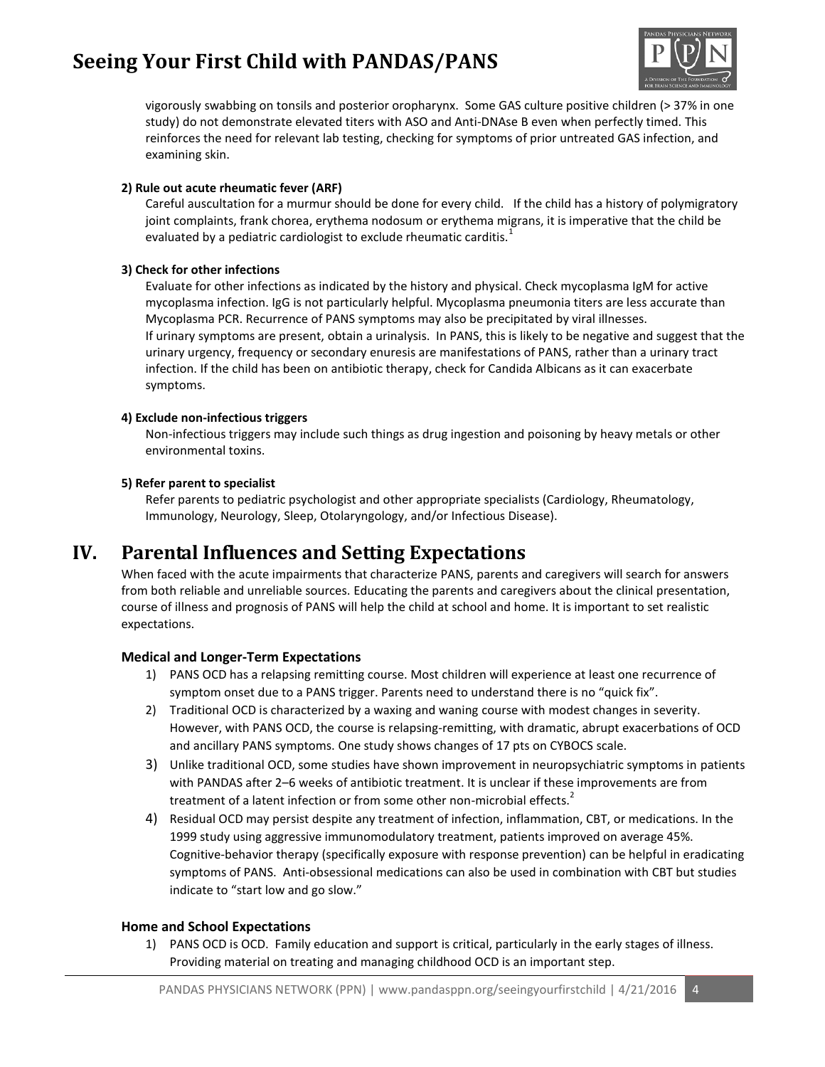vigorously swabbing on tonsils and posterior oropharynx. Some GAS culture positive children (> 37% in one study) do not demonstrate elevated titers with ASO and Anti-DNAse B even when perfectly timed. This reinforces the need for relevant lab testing, checking for symptoms of prior untreated GAS infection, and examining skin.

**2) Rule out acute rheumatic fever (ARF)**

Careful auscultation for a murmur should be done for every child. If the child has a history of polymigratory joint complaints, frank chorea, erythema nodosum or erythema migrans, it is imperative that the child be evaluated by a pediatric cardiologist to exclude rheumatic carditis.[1]

**3) Check for other infections**

Evaluate for other infections as indicated by the history and physical. Check mycoplasma IgM for active mycoplasma infection. IgG is not particularly helpful. Mycoplasma pneumonia titers are less accurate than Mycoplasma PCR. Recurrence of PANS symptoms may also be precipitated by viral illnesses.
If urinary symptoms are present, obtain a urinalysis. In PANS, this is likely to be negative and suggest that the urinary urgency, frequency or secondary enuresis are manifestations of PANS, rather than a urinary tract infection. If the child has been on antibiotic therapy, check for Candida Albicans as it can exacerbate symptoms.

**4) Exclude non-infectious triggers**

Non-infectious triggers may include such things as drug ingestion and poisoning by heavy metals or other environmental toxins.

**5) Refer parent to specialist**

Refer parents to pediatric psychologist and other appropriate specialists (Cardiology, Rheumatology, Immunology, Neurology, Sleep, Otolaryngology, and/or Infectious Disease).

# IV. Parental Influences and Setting Expectations

When faced with the acute impairments that characterize PANS, parents and caregivers will search for answers from both reliable and unreliable sources. Educating the parents and caregivers about the clinical presentation, course of illness and prognosis of PANS will help the child at school and home. It is important to set realistic expectations.

### Medical and Longer-Term Expectations

1) PANS OCD has a relapsing remitting course. Most children will experience at least one recurrence of symptom onset due to a PANS trigger. Parents need to understand there is no "quick fix".
2) Traditional OCD is characterized by a waxing and waning course with modest changes in severity. However, with PANS OCD, the course is relapsing-remitting, with dramatic, abrupt exacerbations of OCD and ancillary PANS symptoms. One study shows changes of 17 pts on CYBOCS scale.
3) Unlike traditional OCD, some studies have shown improvement in neuropsychiatric symptoms in patients with PANDAS after 2–6 weeks of antibiotic treatment. It is unclear if these improvements are from treatment of a latent infection or from some other non-microbial effects.[2]
4) Residual OCD may persist despite any treatment of infection, inflammation, CBT, or medications. In the 1999 study using aggressive immunomodulatory treatment, patients improved on average 45%. Cognitive-behavior therapy (specifically exposure with response prevention) can be helpful in eradicating symptoms of PANS. Anti-obsessional medications can also be used in combination with CBT but studies indicate to "start low and go slow."

### Home and School Expectations

1) PANS OCD is OCD. Family education and support is critical, particularly in the early stages of illness. Providing material on treating and managing childhood OCD is an important step.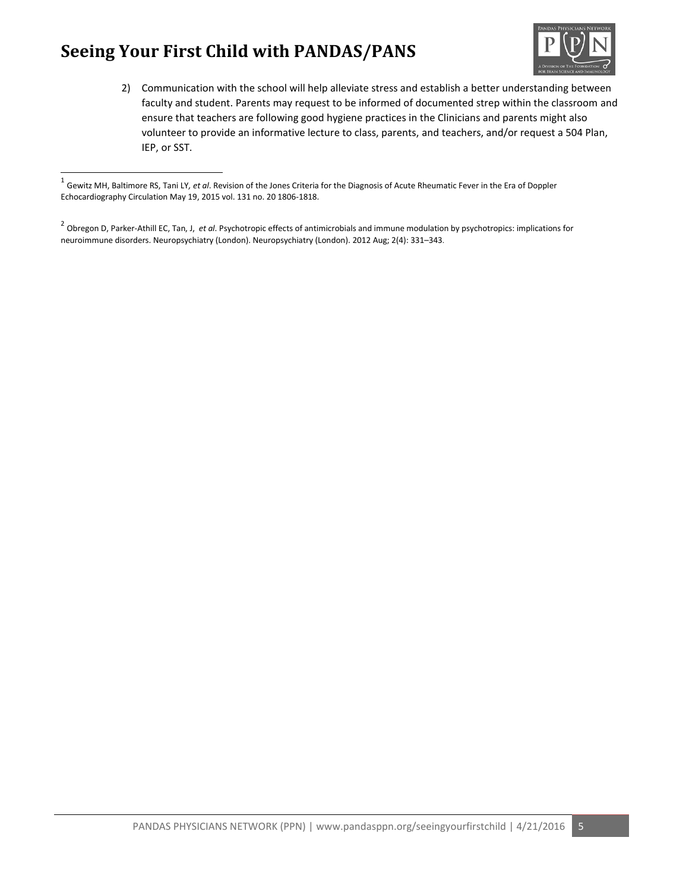2) Communication with the school will help alleviate stress and establish a better understanding between faculty and student. Parents may request to be informed of documented strep within the classroom and ensure that teachers are following good hygiene practices in the Clinicians and parents might also volunteer to provide an informative lecture to class, parents, and teachers, and/or request a 504 Plan, IEP, or SST.

---

[1] Gewitz MH, Baltimore RS, Tani LY, *et al*. Revision of the Jones Criteria for the Diagnosis of Acute Rheumatic Fever in the Era of Doppler Echocardiography Circulation May 19, 2015 vol. 131 no. 20 1806-1818.

[2] Obregon D, Parker-Athill EC, Tan, J, *et al*. Psychotropic effects of antimicrobials and immune modulation by psychotropics: implications for neuroimmune disorders. Neuropsychiatry (London). Neuropsychiatry (London). 2012 Aug; 2(4): 331–343.